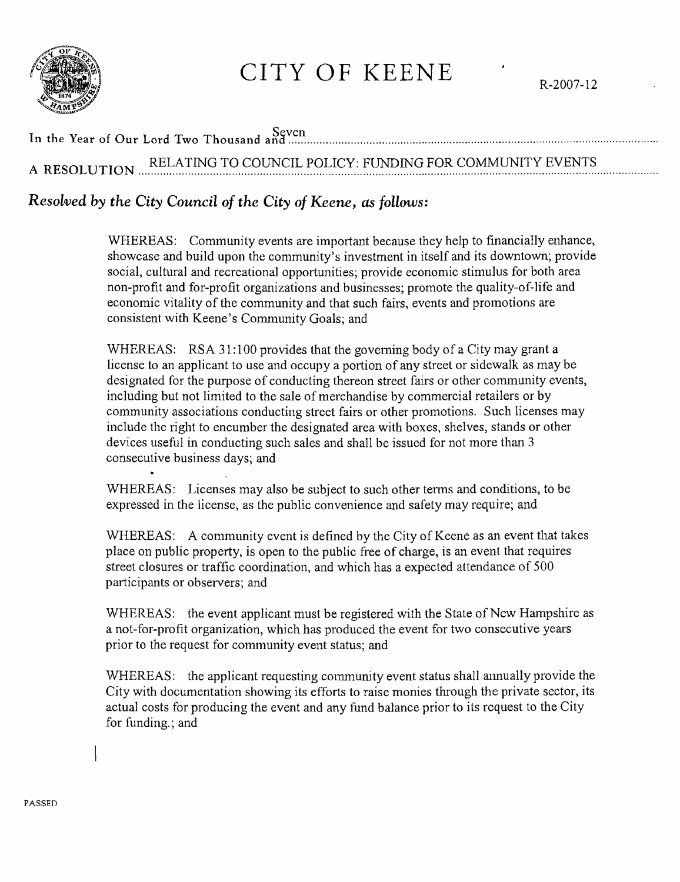# CITY OF KEENE

R-2007-12

In the Year of Our Lord Two Thousand and Seven

A RESOLUTION RELATING TO COUNCIL POLICY: FUNDING FOR COMMUNITY EVENTS

***Resolved by the City Council of the City of Keene, as follows:***

WHEREAS: Community events are important because they help to financially enhance, showcase and build upon the community's investment in itself and its downtown; provide social, cultural and recreational opportunities; provide economic stimulus for both area non-profit and for-profit organizations and businesses; promote the quality-of-life and economic vitality of the community and that such fairs, events and promotions are consistent with Keene's Community Goals; and

WHEREAS: RSA 31:100 provides that the governing body of a City may grant a license to an applicant to use and occupy a portion of any street or sidewalk as may be designated for the purpose of conducting thereon street fairs or other community events, including but not limited to the sale of merchandise by commercial retailers or by community associations conducting street fairs or other promotions. Such licenses may include the right to encumber the designated area with boxes, shelves, stands or other devices useful in conducting such sales and shall be issued for not more than 3 consecutive business days; and

WHEREAS: Licenses may also be subject to such other terms and conditions, to be expressed in the license, as the public convenience and safety may require; and

WHEREAS: A community event is defined by the City of Keene as an event that takes place on public property, is open to the public free of charge, is an event that requires street closures or traffic coordination, and which has a expected attendance of 500 participants or observers; and

WHEREAS: the event applicant must be registered with the State of New Hampshire as a not-for-profit organization, which has produced the event for two consecutive years prior to the request for community event status; and

WHEREAS: the applicant requesting community event status shall annually provide the City with documentation showing its efforts to raise monies through the private sector, its actual costs for producing the event and any fund balance prior to its request to the City for funding.; and

PASSED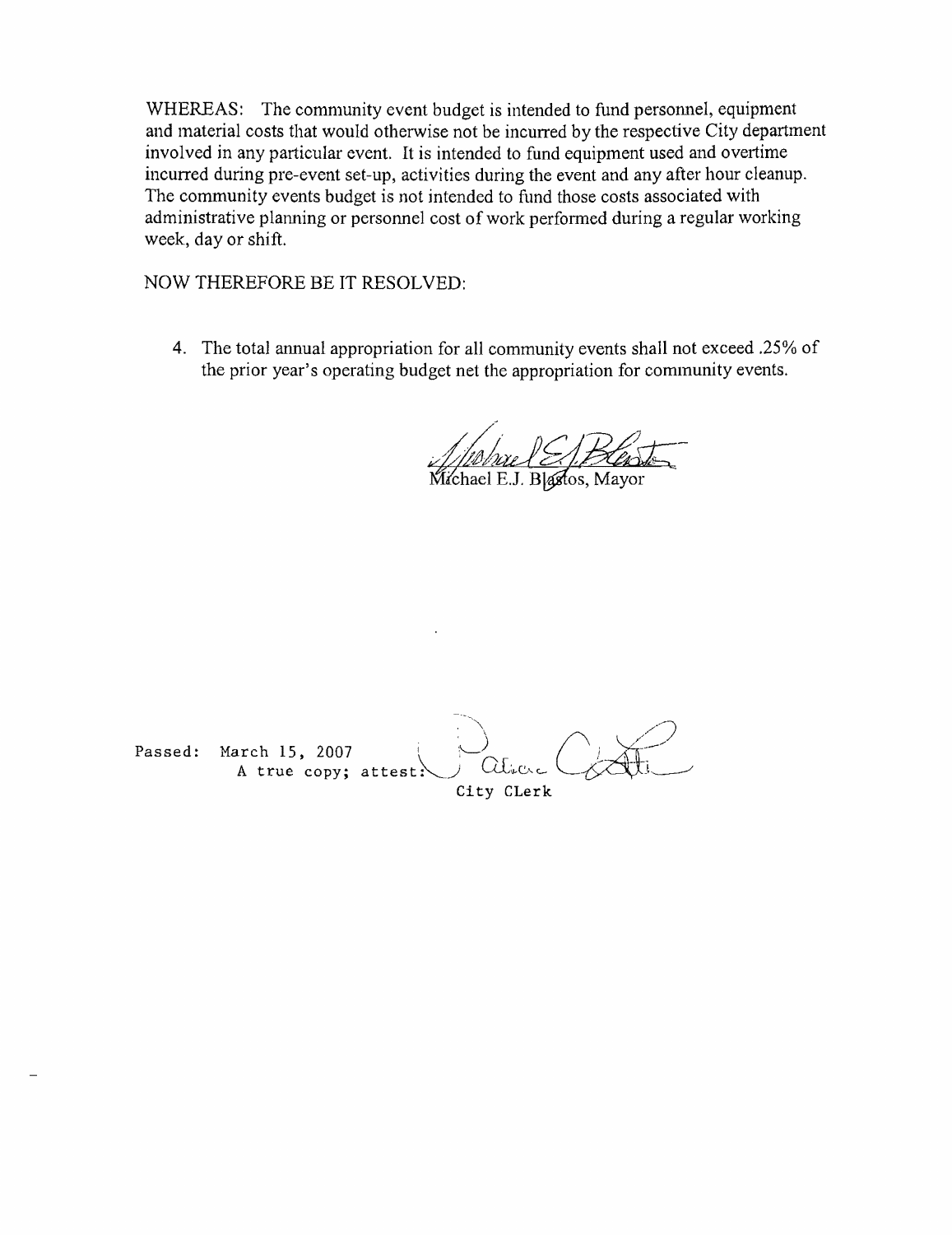WHEREAS: The community event budget is intended to fund personnel, equipment and material costs that would otherwise not be incurred by the respective City department involved in any particular event. It is intended to fund equipment used and overtime incurred during pre-event set-up, activities during the event and any after hour cleanup. The community events budget is not intended to fund those costs associated with administrative planning or personnel cost of work performed during a regular working week, day or shift.

NOW THEREFORE BE IT RESOLVED:

4. The total annual appropriation for all community events shall not exceed .25% of the prior year's operating budget net the appropriation for community events.

Michael E.J. Blastos, Mayor

Passed: March 15, 2007
A true copy; attest:
City CLerk